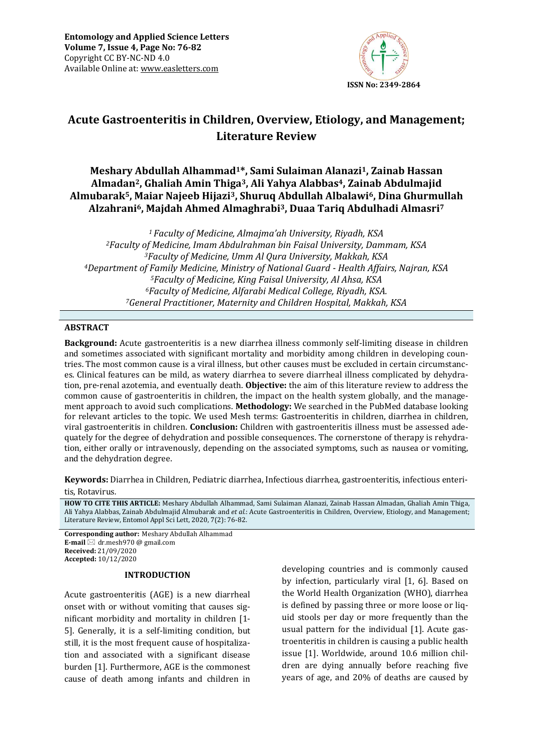Entomology and Applied Science Letters
Volume 7, Issue 4, Page No: 76-82
Copyright CC BY-NC-ND 4.0
Available Online at: www.easletters.com

ISSN No: 2349-2864

# Acute Gastroenteritis in Children, Overview, Etiology, and Management; Literature Review

**Meshary Abdullah Alhammad[1]*, Sami Sulaiman Alanazi[1], Zainab Hassan Almadan[2], Ghaliah Amin Thiga[3], Ali Yahya Alabbas[4], Zainab Abdulmajid Almubarak[5], Maiar Najeeb Hijazi[3], Shuruq Abdullah Albalawi[6], Dina Ghurmullah Alzahrani[6], Majdah Ahmed Almaghrabi[3], Duaa Tariq Abdulhadi Almasri[7]**

*[1] Faculty of Medicine, Almajma'ah University, Riyadh, KSA*
*[2] Faculty of Medicine, Imam Abdulrahman bin Faisal University, Dammam, KSA*
*[3] Faculty of Medicine, Umm Al Qura University, Makkah, KSA*
*[4] Department of Family Medicine, Ministry of National Guard - Health Affairs, Najran, KSA*
*[5] Faculty of Medicine, King Faisal University, Al Ahsa, KSA*
*[6] Faculty of Medicine, Alfarabi Medical College, Riyadh, KSA.*
*[7] General Practitioner, Maternity and Children Hospital, Makkah, KSA*

## ABSTRACT

**Background:** Acute gastroenteritis is a new diarrhea illness commonly self-limiting disease in children and sometimes associated with significant mortality and morbidity among children in developing countries. The most common cause is a viral illness, but other causes must be excluded in certain circumstances. Clinical features can be mild, as watery diarrhea to severe diarrheal illness complicated by dehydration, pre-renal azotemia, and eventually death. **Objective:** the aim of this literature review to address the common cause of gastroenteritis in children, the impact on the health system globally, and the management approach to avoid such complications. **Methodology:** We searched in the PubMed database looking for relevant articles to the topic. We used Mesh terms: Gastroenteritis in children, diarrhea in children, viral gastroenteritis in children. **Conclusion:** Children with gastroenteritis illness must be assessed adequately for the degree of dehydration and possible consequences. The cornerstone of therapy is rehydration, either orally or intravenously, depending on the associated symptoms, such as nausea or vomiting, and the dehydration degree.

**Keywords:** Diarrhea in Children, Pediatric diarrhea, Infectious diarrhea, gastroenteritis, infectious enteritis, Rotavirus.

**HOW TO CITE THIS ARTICLE:** Meshary Abdullah Alhammad, Sami Sulaiman Alanazi, Zainab Hassan Almadan, Ghaliah Amin Thiga, Ali Yahya Alabbas, Zainab Abdulmajid Almubarak and *et al.*: Acute Gastroenteritis in Children, Overview, Etiology, and Management; Literature Review, Entomol Appl Sci Lett, 2020, 7(2): 76-82.

**Corresponding author:** Meshary Abdullah Alhammad
**E-mail** ✉ dr.mesh970 @ gmail.com
**Received:** 21/09/2020
**Accepted:** 10/12/2020

## INTRODUCTION

Acute gastroenteritis (AGE) is a new diarrheal onset with or without vomiting that causes significant morbidity and mortality in children [1-5]. Generally, it is a self-limiting condition, but still, it is the most frequent cause of hospitalization and associated with a significant disease burden [1]. Furthermore, AGE is the commonest cause of death among infants and children in developing countries and is commonly caused by infection, particularly viral [1, 6]. Based on the World Health Organization (WHO), diarrhea is defined by passing three or more loose or liquid stools per day or more frequently than the usual pattern for the individual [1]. Acute gastroenteritis in children is causing a public health issue [1]. Worldwide, around 10.6 million children are dying annually before reaching five years of age, and 20% of deaths are caused by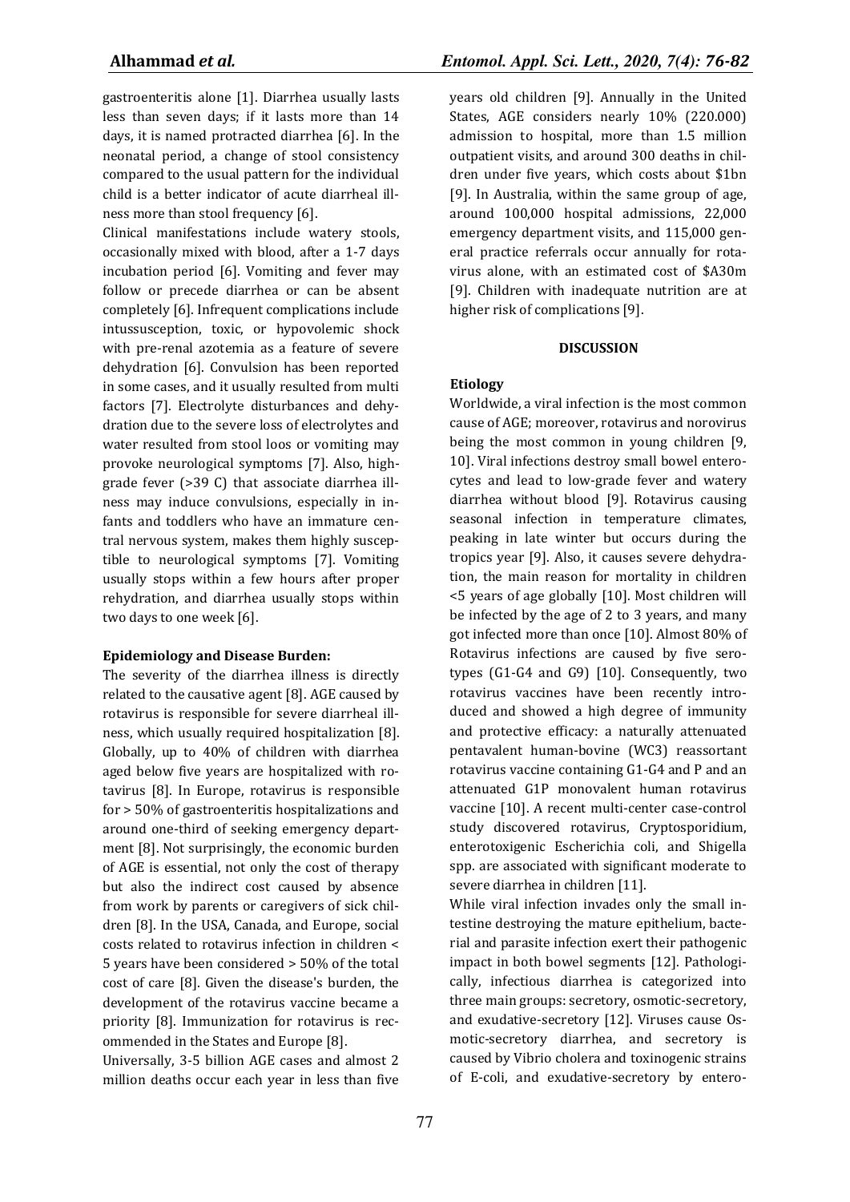gastroenteritis alone [1]. Diarrhea usually lasts less than seven days; if it lasts more than 14 days, it is named protracted diarrhea [6]. In the neonatal period, a change of stool consistency compared to the usual pattern for the individual child is a better indicator of acute diarrheal illness more than stool frequency [6].

Clinical manifestations include watery stools, occasionally mixed with blood, after a 1-7 days incubation period [6]. Vomiting and fever may follow or precede diarrhea or can be absent completely [6]. Infrequent complications include intussusception, toxic, or hypovolemic shock with pre-renal azotemia as a feature of severe dehydration [6]. Convulsion has been reported in some cases, and it usually resulted from multi factors [7]. Electrolyte disturbances and dehydration due to the severe loss of electrolytes and water resulted from stool loos or vomiting may provoke neurological symptoms [7]. Also, high-grade fever (>39 C) that associate diarrhea illness may induce convulsions, especially in infants and toddlers who have an immature central nervous system, makes them highly susceptible to neurological symptoms [7]. Vomiting usually stops within a few hours after proper rehydration, and diarrhea usually stops within two days to one week [6].

**Epidemiology and Disease Burden:**

The severity of the diarrhea illness is directly related to the causative agent [8]. AGE caused by rotavirus is responsible for severe diarrheal illness, which usually required hospitalization [8]. Globally, up to 40% of children with diarrhea aged below five years are hospitalized with rotavirus [8]. In Europe, rotavirus is responsible for > 50% of gastroenteritis hospitalizations and around one-third of seeking emergency department [8]. Not surprisingly, the economic burden of AGE is essential, not only the cost of therapy but also the indirect cost caused by absence from work by parents or caregivers of sick children [8]. In the USA, Canada, and Europe, social costs related to rotavirus infection in children < 5 years have been considered > 50% of the total cost of care [8]. Given the disease's burden, the development of the rotavirus vaccine became a priority [8]. Immunization for rotavirus is recommended in the States and Europe [8].

Universally, 3-5 billion AGE cases and almost 2 million deaths occur each year in less than five years old children [9]. Annually in the United States, AGE considers nearly 10% (220.000) admission to hospital, more than 1.5 million outpatient visits, and around 300 deaths in children under five years, which costs about $1bn [9]. In Australia, within the same group of age, around 100,000 hospital admissions, 22,000 emergency department visits, and 115,000 general practice referrals occur annually for rotavirus alone, with an estimated cost of $A30m [9]. Children with inadequate nutrition are at higher risk of complications [9].

## DISCUSSION

**Etiology**

Worldwide, a viral infection is the most common cause of AGE; moreover, rotavirus and norovirus being the most common in young children [9, 10]. Viral infections destroy small bowel enterocytes and lead to low-grade fever and watery diarrhea without blood [9]. Rotavirus causing seasonal infection in temperature climates, peaking in late winter but occurs during the tropics year [9]. Also, it causes severe dehydration, the main reason for mortality in children <5 years of age globally [10]. Most children will be infected by the age of 2 to 3 years, and many got infected more than once [10]. Almost 80% of Rotavirus infections are caused by five serotypes (G1-G4 and G9) [10]. Consequently, two rotavirus vaccines have been recently introduced and showed a high degree of immunity and protective efficacy: a naturally attenuated pentavalent human-bovine (WC3) reassortant rotavirus vaccine containing G1-G4 and P and an attenuated G1P monovalent human rotavirus vaccine [10]. A recent multi-center case-control study discovered rotavirus, Cryptosporidium, enterotoxigenic Escherichia coli, and Shigella spp. are associated with significant moderate to severe diarrhea in children [11].

While viral infection invades only the small intestine destroying the mature epithelium, bacterial and parasite infection exert their pathogenic impact in both bowel segments [12]. Pathologically, infectious diarrhea is categorized into three main groups: secretory, osmotic-secretory, and exudative-secretory [12]. Viruses cause Osmotic-secretory diarrhea, and secretory is caused by Vibrio cholera and toxinogenic strains of E-coli, and exudative-secretory by entero-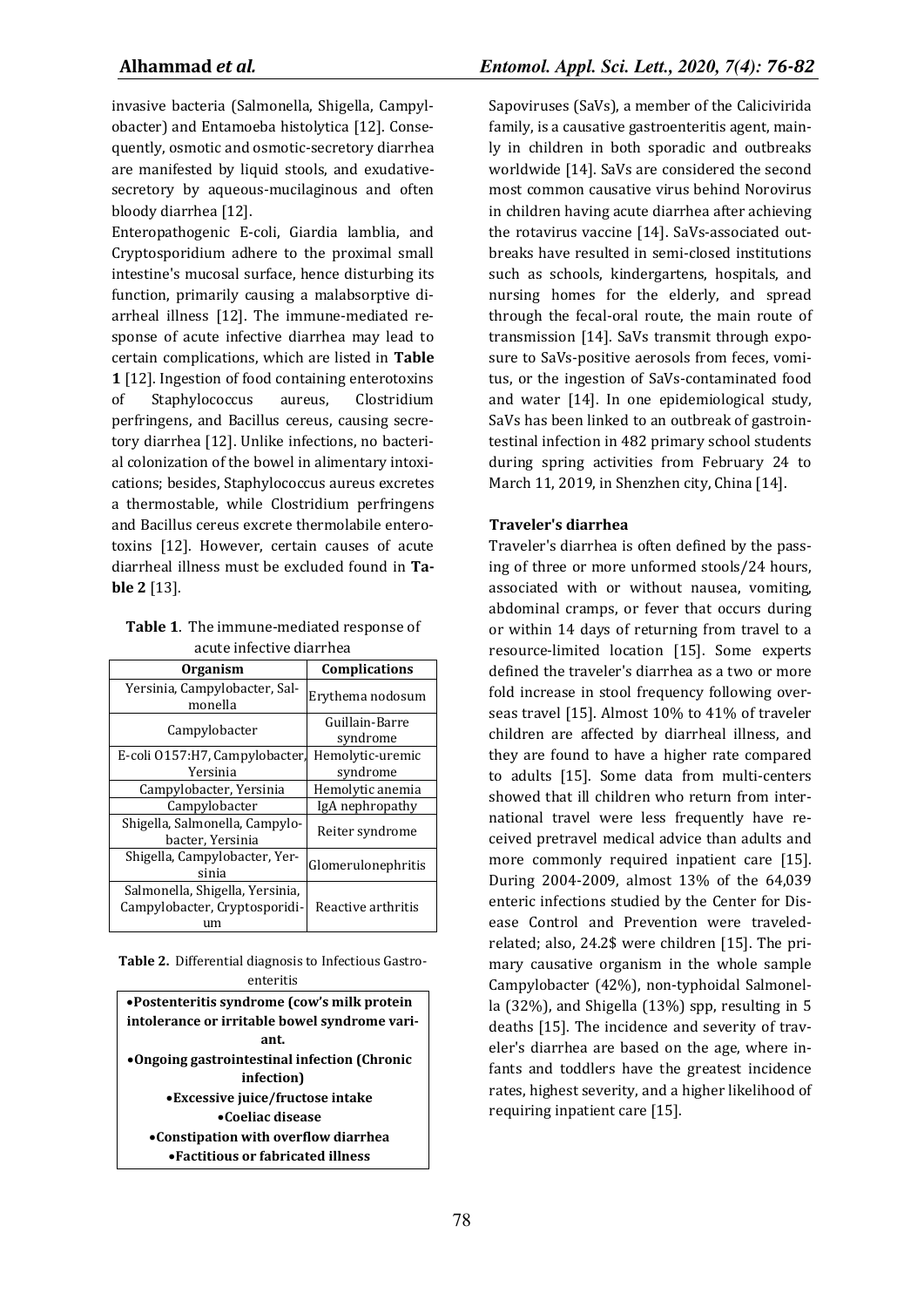invasive bacteria (Salmonella, Shigella, Campylobacter) and Entamoeba histolytica [12]. Consequently, osmotic and osmotic-secretory diarrhea are manifested by liquid stools, and exudative-secretory by aqueous-mucilaginous and often bloody diarrhea [12].

Enteropathogenic E-coli, Giardia lamblia, and Cryptosporidium adhere to the proximal small intestine's mucosal surface, hence disturbing its function, primarily causing a malabsorptive diarrheal illness [12]. The immune-mediated response of acute infective diarrhea may lead to certain complications, which are listed in **Table 1** [12]. Ingestion of food containing enterotoxins of Staphylococcus aureus, Clostridium perfringens, and Bacillus cereus, causing secretory diarrhea [12]. Unlike infections, no bacterial colonization of the bowel in alimentary intoxications; besides, Staphylococcus aureus excretes a thermostable, while Clostridium perfringens and Bacillus cereus excrete thermolabile enterotoxins [12]. However, certain causes of acute diarrheal illness must be excluded found in **Table 2** [13].

**Table 1**. The immune-mediated response of acute infective diarrhea

| Organism | Complications |
|---|---|
| Yersinia, Campylobacter, Salmonella | Erythema nodosum |
| Campylobacter | Guillain-Barre syndrome |
| E-coli O157:H7, Campylobacter, Yersinia | Hemolytic-uremic syndrome |
| Campylobacter, Yersinia | Hemolytic anemia |
| Campylobacter | IgA nephropathy |
| Shigella, Salmonella, Campylobacter, Yersinia | Reiter syndrome |
| Shigella, Campylobacter, Yersinia | Glomerulonephritis |
| Salmonella, Shigella, Yersinia, Campylobacter, Cryptosporidium | Reactive arthritis |

**Table 2.** Differential diagnosis to Infectious Gastroenteritis

- **Postenteritis syndrome (cow's milk protein intolerance or irritable bowel syndrome variant.**
- **Ongoing gastrointestinal infection (Chronic infection)**
- **Excessive juice/fructose intake**
- **Coeliac disease**
- **Constipation with overflow diarrhea**
- **Factitious or fabricated illness**

Sapoviruses (SaVs), a member of the Calicivirida family, is a causative gastroenteritis agent, mainly in children in both sporadic and outbreaks worldwide [14]. SaVs are considered the second most common causative virus behind Norovirus in children having acute diarrhea after achieving the rotavirus vaccine [14]. SaVs-associated outbreaks have resulted in semi-closed institutions such as schools, kindergartens, hospitals, and nursing homes for the elderly, and spread through the fecal-oral route, the main route of transmission [14]. SaVs transmit through exposure to SaVs-positive aerosols from feces, vomitus, or the ingestion of SaVs-contaminated food and water [14]. In one epidemiological study, SaVs has been linked to an outbreak of gastrointestinal infection in 482 primary school students during spring activities from February 24 to March 11, 2019, in Shenzhen city, China [14].

#### Traveler's diarrhea

Traveler's diarrhea is often defined by the passing of three or more unformed stools/24 hours, associated with or without nausea, vomiting, abdominal cramps, or fever that occurs during or within 14 days of returning from travel to a resource-limited location [15]. Some experts defined the traveler's diarrhea as a two or more fold increase in stool frequency following overseas travel [15]. Almost 10% to 41% of traveler children are affected by diarrheal illness, and they are found to have a higher rate compared to adults [15]. Some data from multi-centers showed that ill children who return from international travel were less frequently have received pretravel medical advice than adults and more commonly required inpatient care [15]. During 2004-2009, almost 13% of the 64,039 enteric infections studied by the Center for Disease Control and Prevention were traveled-related; also, 24.2$ were children [15]. The primary causative organism in the whole sample Campylobacter (42%), non-typhoidal Salmonella (32%), and Shigella (13%) spp, resulting in 5 deaths [15]. The incidence and severity of traveler's diarrhea are based on the age, where infants and toddlers have the greatest incidence rates, highest severity, and a higher likelihood of requiring inpatient care [15].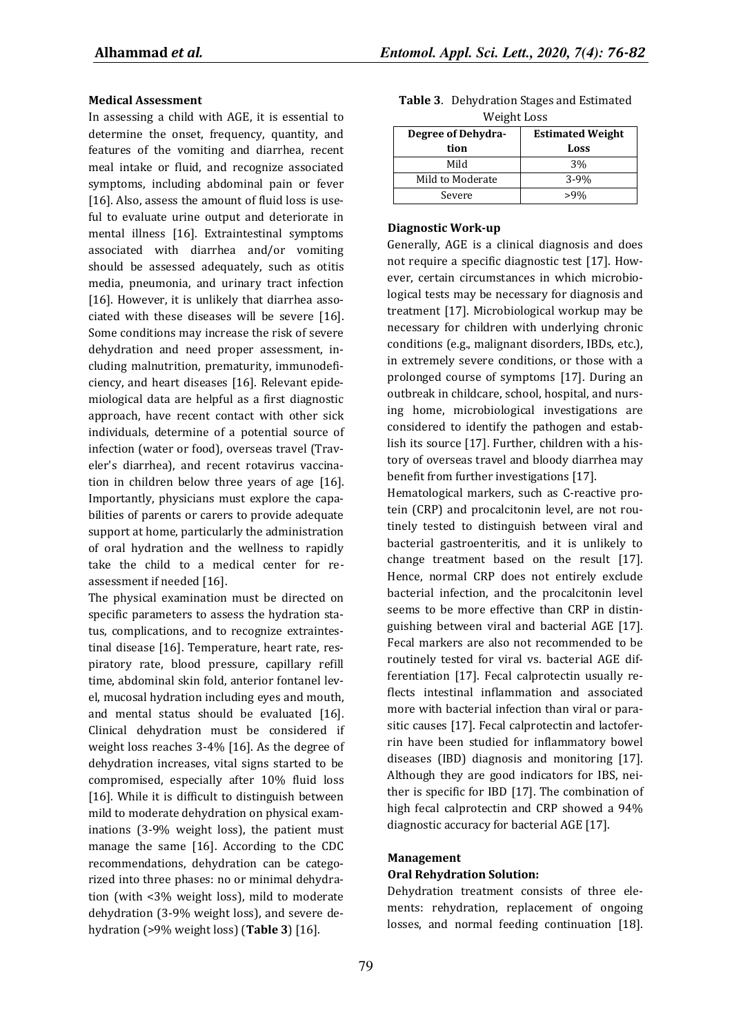### Medical Assessment

In assessing a child with AGE, it is essential to determine the onset, frequency, quantity, and features of the vomiting and diarrhea, recent meal intake or fluid, and recognize associated symptoms, including abdominal pain or fever [16]. Also, assess the amount of fluid loss is useful to evaluate urine output and deteriorate in mental illness [16]. Extraintestinal symptoms associated with diarrhea and/or vomiting should be assessed adequately, such as otitis media, pneumonia, and urinary tract infection [16]. However, it is unlikely that diarrhea associated with these diseases will be severe [16]. Some conditions may increase the risk of severe dehydration and need proper assessment, including malnutrition, prematurity, immunodeficiency, and heart diseases [16]. Relevant epidemiological data are helpful as a first diagnostic approach, have recent contact with other sick individuals, determine of a potential source of infection (water or food), overseas travel (Traveler's diarrhea), and recent rotavirus vaccination in children below three years of age [16]. Importantly, physicians must explore the capabilities of parents or carers to provide adequate support at home, particularly the administration of oral hydration and the wellness to rapidly take the child to a medical center for re-assessment if needed [16].

The physical examination must be directed on specific parameters to assess the hydration status, complications, and to recognize extraintestinal disease [16]. Temperature, heart rate, respiratory rate, blood pressure, capillary refill time, abdominal skin fold, anterior fontanel level, mucosal hydration including eyes and mouth, and mental status should be evaluated [16]. Clinical dehydration must be considered if weight loss reaches 3-4% [16]. As the degree of dehydration increases, vital signs started to be compromised, especially after 10% fluid loss [16]. While it is difficult to distinguish between mild to moderate dehydration on physical examinations (3-9% weight loss), the patient must manage the same [16]. According to the CDC recommendations, dehydration can be categorized into three phases: no or minimal dehydration (with <3% weight loss), mild to moderate dehydration (3-9% weight loss), and severe dehydration (>9% weight loss) (**Table 3**) [16].

**Table 3**. Dehydration Stages and Estimated Weight Loss

| Degree of Dehydration | Estimated Weight Loss |
|---|---|
| Mild | 3% |
| Mild to Moderate | 3-9% |
| Severe | >9% |

### Diagnostic Work-up

Generally, AGE is a clinical diagnosis and does not require a specific diagnostic test [17]. However, certain circumstances in which microbiological tests may be necessary for diagnosis and treatment [17]. Microbiological workup may be necessary for children with underlying chronic conditions (e.g., malignant disorders, IBDs, etc.), in extremely severe conditions, or those with a prolonged course of symptoms [17]. During an outbreak in childcare, school, hospital, and nursing home, microbiological investigations are considered to identify the pathogen and establish its source [17]. Further, children with a history of overseas travel and bloody diarrhea may benefit from further investigations [17].

Hematological markers, such as C-reactive protein (CRP) and procalcitonin level, are not routinely tested to distinguish between viral and bacterial gastroenteritis, and it is unlikely to change treatment based on the result [17]. Hence, normal CRP does not entirely exclude bacterial infection, and the procalcitonin level seems to be more effective than CRP in distinguishing between viral and bacterial AGE [17]. Fecal markers are also not recommended to be routinely tested for viral vs. bacterial AGE differentiation [17]. Fecal calprotectin usually reflects intestinal inflammation and associated more with bacterial infection than viral or parasitic causes [17]. Fecal calprotectin and lactoferrin have been studied for inflammatory bowel diseases (IBD) diagnosis and monitoring [17]. Although they are good indicators for IBS, neither is specific for IBD [17]. The combination of high fecal calprotectin and CRP showed a 94% diagnostic accuracy for bacterial AGE [17].

### Management

#### Oral Rehydration Solution:

Dehydration treatment consists of three elements: rehydration, replacement of ongoing losses, and normal feeding continuation [18].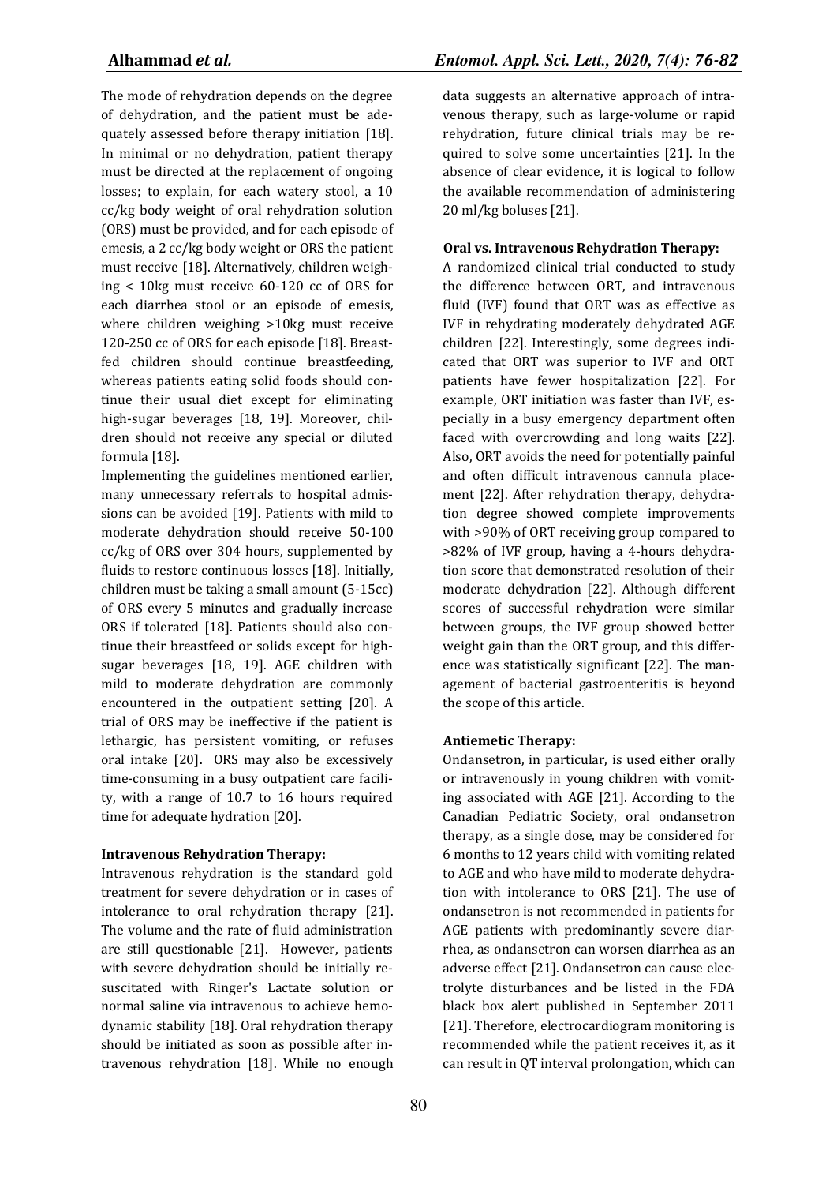The mode of rehydration depends on the degree of dehydration, and the patient must be adequately assessed before therapy initiation [18]. In minimal or no dehydration, patient therapy must be directed at the replacement of ongoing losses; to explain, for each watery stool, a 10 cc/kg body weight of oral rehydration solution (ORS) must be provided, and for each episode of emesis, a 2 cc/kg body weight or ORS the patient must receive [18]. Alternatively, children weighing < 10kg must receive 60-120 cc of ORS for each diarrhea stool or an episode of emesis, where children weighing >10kg must receive 120-250 cc of ORS for each episode [18]. Breastfed children should continue breastfeeding, whereas patients eating solid foods should continue their usual diet except for eliminating high-sugar beverages [18, 19]. Moreover, children should not receive any special or diluted formula [18].

Implementing the guidelines mentioned earlier, many unnecessary referrals to hospital admissions can be avoided [19]. Patients with mild to moderate dehydration should receive 50-100 cc/kg of ORS over 304 hours, supplemented by fluids to restore continuous losses [18]. Initially, children must be taking a small amount (5-15cc) of ORS every 5 minutes and gradually increase ORS if tolerated [18]. Patients should also continue their breastfeed or solids except for high-sugar beverages [18, 19]. AGE children with mild to moderate dehydration are commonly encountered in the outpatient setting [20]. A trial of ORS may be ineffective if the patient is lethargic, has persistent vomiting, or refuses oral intake [20]. ORS may also be excessively time-consuming in a busy outpatient care facility, with a range of 10.7 to 16 hours required time for adequate hydration [20].

**Intravenous Rehydration Therapy:**

Intravenous rehydration is the standard gold treatment for severe dehydration or in cases of intolerance to oral rehydration therapy [21]. The volume and the rate of fluid administration are still questionable [21]. However, patients with severe dehydration should be initially resuscitated with Ringer's Lactate solution or normal saline via intravenous to achieve hemodynamic stability [18]. Oral rehydration therapy should be initiated as soon as possible after intravenous rehydration [18]. While no enough data suggests an alternative approach of intravenous therapy, such as large-volume or rapid rehydration, future clinical trials may be required to solve some uncertainties [21]. In the absence of clear evidence, it is logical to follow the available recommendation of administering 20 ml/kg boluses [21].

**Oral vs. Intravenous Rehydration Therapy:**

A randomized clinical trial conducted to study the difference between ORT, and intravenous fluid (IVF) found that ORT was as effective as IVF in rehydrating moderately dehydrated AGE children [22]. Interestingly, some degrees indicated that ORT was superior to IVF and ORT patients have fewer hospitalization [22]. For example, ORT initiation was faster than IVF, especially in a busy emergency department often faced with overcrowding and long waits [22]. Also, ORT avoids the need for potentially painful and often difficult intravenous cannula placement [22]. After rehydration therapy, dehydration degree showed complete improvements with >90% of ORT receiving group compared to >82% of IVF group, having a 4-hours dehydration score that demonstrated resolution of their moderate dehydration [22]. Although different scores of successful rehydration were similar between groups, the IVF group showed better weight gain than the ORT group, and this difference was statistically significant [22]. The management of bacterial gastroenteritis is beyond the scope of this article.

**Antiemetic Therapy:**

Ondansetron, in particular, is used either orally or intravenously in young children with vomiting associated with AGE [21]. According to the Canadian Pediatric Society, oral ondansetron therapy, as a single dose, may be considered for 6 months to 12 years child with vomiting related to AGE and who have mild to moderate dehydration with intolerance to ORS [21]. The use of ondansetron is not recommended in patients for AGE patients with predominantly severe diarrhea, as ondansetron can worsen diarrhea as an adverse effect [21]. Ondansetron can cause electrolyte disturbances and be listed in the FDA black box alert published in September 2011 [21]. Therefore, electrocardiogram monitoring is recommended while the patient receives it, as it can result in QT interval prolongation, which can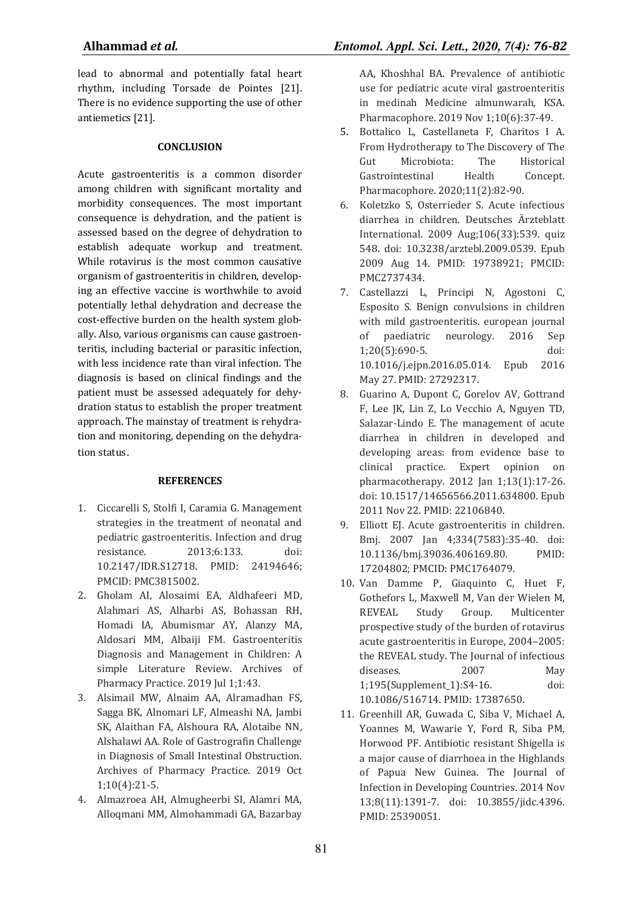lead to abnormal and potentially fatal heart rhythm, including Torsade de Pointes [21]. There is no evidence supporting the use of other antiemetics [21].

## CONCLUSION

Acute gastroenteritis is a common disorder among children with significant mortality and morbidity consequences. The most important consequence is dehydration, and the patient is assessed based on the degree of dehydration to establish adequate workup and treatment. While rotavirus is the most common causative organism of gastroenteritis in children, developing an effective vaccine is worthwhile to avoid potentially lethal dehydration and decrease the cost-effective burden on the health system globally. Also, various organisms can cause gastroenteritis, including bacterial or parasitic infection, with less incidence rate than viral infection. The diagnosis is based on clinical findings and the patient must be assessed adequately for dehydration status to establish the proper treatment approach. The mainstay of treatment is rehydration and monitoring, depending on the dehydration status.

## REFERENCES

1. Ciccarelli S, Stolfi I, Caramia G. Management strategies in the treatment of neonatal and pediatric gastroenteritis. Infection and drug resistance. 2013;6:133. doi: 10.2147/IDR.S12718. PMID: 24194646; PMCID: PMC3815002.
2. Gholam AI, Alosaimi EA, Aldhafeeri MD, Alahmari AS, Alharbi AS, Bohassan RH, Homadi IA, Abumismar AY, Alanzy MA, Aldosari MM, Albaiji FM. Gastroenteritis Diagnosis and Management in Children: A simple Literature Review. Archives of Pharmacy Practice. 2019 Jul 1;1:43.
3. Alsimail MW, Alnaim AA, Alramadhan FS, Sagga BK, Alnomari LF, Almeashi NA, Jambi SK, Alaithan FA, Alshoura RA, Alotaibe NN, Alshalawi AA. Role of Gastrografin Challenge in Diagnosis of Small Intestinal Obstruction. Archives of Pharmacy Practice. 2019 Oct 1;10(4):21-5.
4. Almazroea AH, Almugheerbi SI, Alamri MA, Alloqmani MM, Almohammadi GA, Bazarbay AA, Khoshhal BA. Prevalence of antibiotic use for pediatric acute viral gastroenteritis in medinah Medicine almunwarah, KSA. Pharmacophore. 2019 Nov 1;10(6):37-49.
5. Bottalico L, Castellaneta F, Charitos I A. From Hydrotherapy to The Discovery of The Gut Microbiota: The Historical Gastrointestinal Health Concept. Pharmacophore. 2020;11(2):82-90.
6. Koletzko S, Osterrieder S. Acute infectious diarrhea in children. Deutsches Ärzteblatt International. 2009 Aug;106(33):539. quiz 548. doi: 10.3238/arztebl.2009.0539. Epub 2009 Aug 14. PMID: 19738921; PMCID: PMC2737434.
7. Castellazzi L, Principi N, Agostoni C, Esposito S. Benign convulsions in children with mild gastroenteritis. european journal of paediatric neurology. 2016 Sep 1;20(5):690-5. doi: 10.1016/j.ejpn.2016.05.014. Epub 2016 May 27. PMID: 27292317.
8. Guarino A, Dupont C, Gorelov AV, Gottrand F, Lee JK, Lin Z, Lo Vecchio A, Nguyen TD, Salazar-Lindo E. The management of acute diarrhea in children in developed and developing areas: from evidence base to clinical practice. Expert opinion on pharmacotherapy. 2012 Jan 1;13(1):17-26. doi: 10.1517/14656566.2011.634800. Epub 2011 Nov 22. PMID: 22106840.
9. Elliott EJ. Acute gastroenteritis in children. Bmj. 2007 Jan 4;334(7583):35-40. doi: 10.1136/bmj.39036.406169.80. PMID: 17204802; PMCID: PMC1764079.
10. Van Damme P, Giaquinto C, Huet F, Gothefors L, Maxwell M, Van der Wielen M, REVEAL Study Group. Multicenter prospective study of the burden of rotavirus acute gastroenteritis in Europe, 2004–2005: the REVEAL study. The Journal of infectious diseases. 2007 May 1;195(Supplement_1):S4-16. doi: 10.1086/516714. PMID: 17387650.
11. Greenhill AR, Guwada C, Siba V, Michael A, Yoannes M, Wawarie Y, Ford R, Siba PM, Horwood PF. Antibiotic resistant Shigella is a major cause of diarrhoea in the Highlands of Papua New Guinea. The Journal of Infection in Developing Countries. 2014 Nov 13;8(11):1391-7. doi: 10.3855/jidc.4396. PMID: 25390051.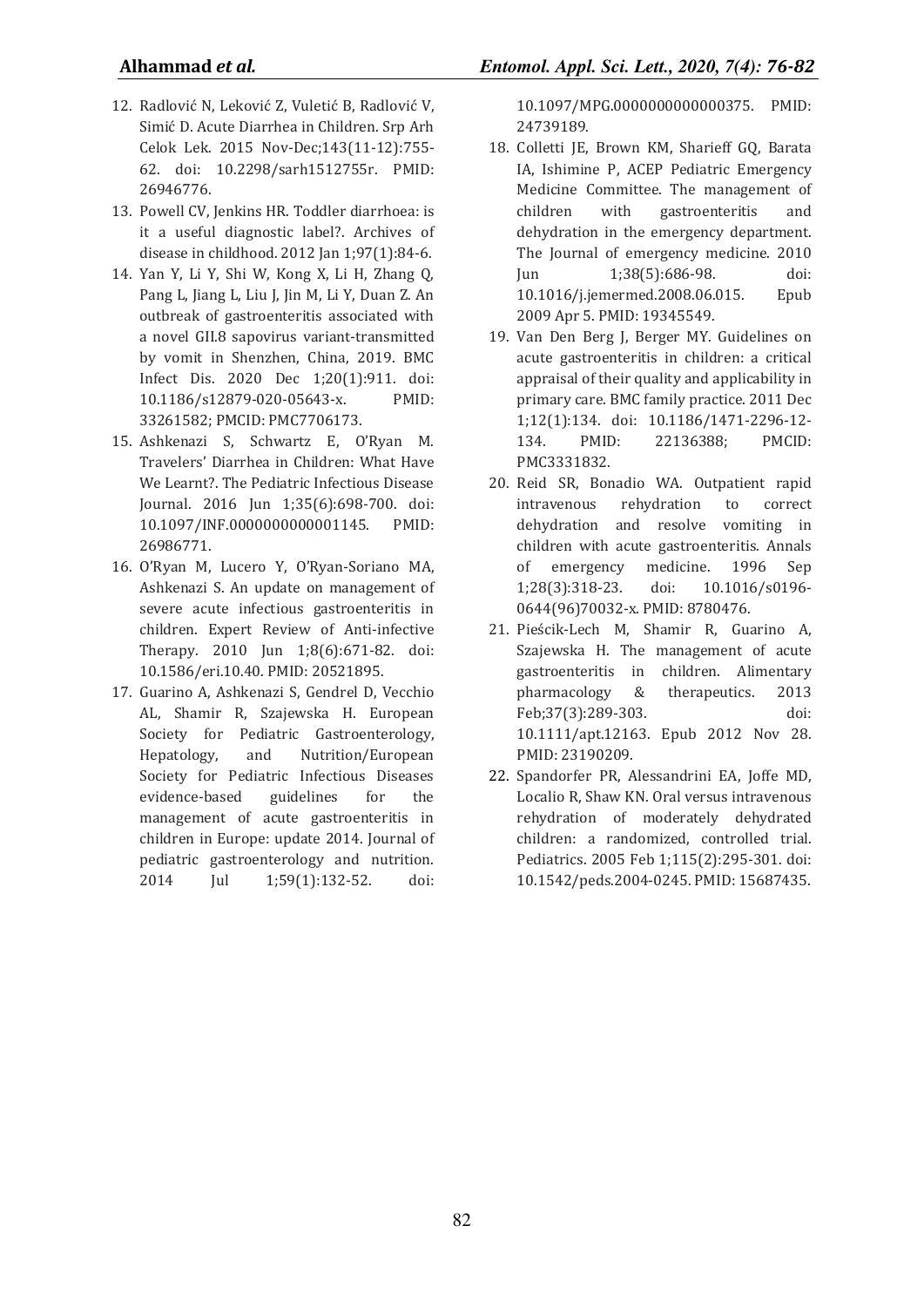12. Radlović N, Leković Z, Vuletić B, Radlović V, Simić D. Acute Diarrhea in Children. Srp Arh Celok Lek. 2015 Nov-Dec;143(11-12):755-62. doi: 10.2298/sarh1512755r. PMID: 26946776.
13. Powell CV, Jenkins HR. Toddler diarrhoea: is it a useful diagnostic label?. Archives of disease in childhood. 2012 Jan 1;97(1):84-6.
14. Yan Y, Li Y, Shi W, Kong X, Li H, Zhang Q, Pang L, Jiang L, Liu J, Jin M, Li Y, Duan Z. An outbreak of gastroenteritis associated with a novel GII.8 sapovirus variant-transmitted by vomit in Shenzhen, China, 2019. BMC Infect Dis. 2020 Dec 1;20(1):911. doi: 10.1186/s12879-020-05643-x. PMID: 33261582; PMCID: PMC7706173.
15. Ashkenazi S, Schwartz E, O'Ryan M. Travelers' Diarrhea in Children: What Have We Learnt?. The Pediatric Infectious Disease Journal. 2016 Jun 1;35(6):698-700. doi: 10.1097/INF.0000000000001145. PMID: 26986771.
16. O'Ryan M, Lucero Y, O'Ryan-Soriano MA, Ashkenazi S. An update on management of severe acute infectious gastroenteritis in children. Expert Review of Anti-infective Therapy. 2010 Jun 1;8(6):671-82. doi: 10.1586/eri.10.40. PMID: 20521895.
17. Guarino A, Ashkenazi S, Gendrel D, Vecchio AL, Shamir R, Szajewska H. European Society for Pediatric Gastroenterology, Hepatology, and Nutrition/European Society for Pediatric Infectious Diseases evidence-based guidelines for the management of acute gastroenteritis in children in Europe: update 2014. Journal of pediatric gastroenterology and nutrition. 2014 Jul 1;59(1):132-52. doi: 10.1097/MPG.0000000000000375. PMID: 24739189.
18. Colletti JE, Brown KM, Sharieff GQ, Barata IA, Ishimine P, ACEP Pediatric Emergency Medicine Committee. The management of children with gastroenteritis and dehydration in the emergency department. The Journal of emergency medicine. 2010 Jun 1;38(5):686-98. doi: 10.1016/j.jemermed.2008.06.015. Epub 2009 Apr 5. PMID: 19345549.
19. Van Den Berg J, Berger MY. Guidelines on acute gastroenteritis in children: a critical appraisal of their quality and applicability in primary care. BMC family practice. 2011 Dec 1;12(1):134. doi: 10.1186/1471-2296-12-134. PMID: 22136388; PMCID: PMC3331832.
20. Reid SR, Bonadio WA. Outpatient rapid intravenous rehydration to correct dehydration and resolve vomiting in children with acute gastroenteritis. Annals of emergency medicine. 1996 Sep 1;28(3):318-23. doi: 10.1016/s0196-0644(96)70032-x. PMID: 8780476.
21. Pieścik-Lech M, Shamir R, Guarino A, Szajewska H. The management of acute gastroenteritis in children. Alimentary pharmacology & therapeutics. 2013 Feb;37(3):289-303. doi: 10.1111/apt.12163. Epub 2012 Nov 28. PMID: 23190209.
22. Spandorfer PR, Alessandrini EA, Joffe MD, Localio R, Shaw KN. Oral versus intravenous rehydration of moderately dehydrated children: a randomized, controlled trial. Pediatrics. 2005 Feb 1;115(2):295-301. doi: 10.1542/peds.2004-0245. PMID: 15687435.